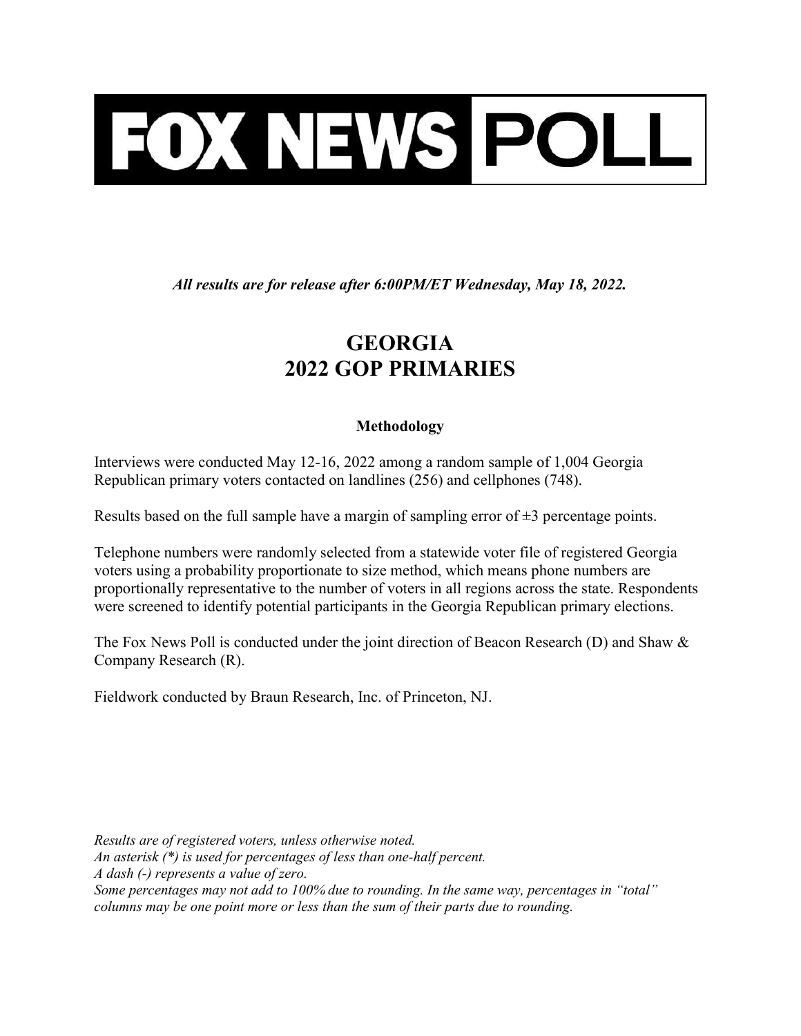# FOX NEWS POLL

*All results are for release after 6:00PM/ET Wednesday, May 18, 2022.*

## GEORGIA
## 2022 GOP PRIMARIES

### Methodology

Interviews were conducted May 12-16, 2022 among a random sample of 1,004 Georgia Republican primary voters contacted on landlines (256) and cellphones (748).

Results based on the full sample have a margin of sampling error of ±3 percentage points.

Telephone numbers were randomly selected from a statewide voter file of registered Georgia voters using a probability proportionate to size method, which means phone numbers are proportionally representative to the number of voters in all regions across the state. Respondents were screened to identify potential participants in the Georgia Republican primary elections.

The Fox News Poll is conducted under the joint direction of Beacon Research (D) and Shaw & Company Research (R).

Fieldwork conducted by Braun Research, Inc. of Princeton, NJ.

*Results are of registered voters, unless otherwise noted.*
*An asterisk (*) is used for percentages of less than one-half percent.*
*A dash (-) represents a value of zero.*
*Some percentages may not add to 100% due to rounding. In the same way, percentages in "total" columns may be one point more or less than the sum of their parts due to rounding.*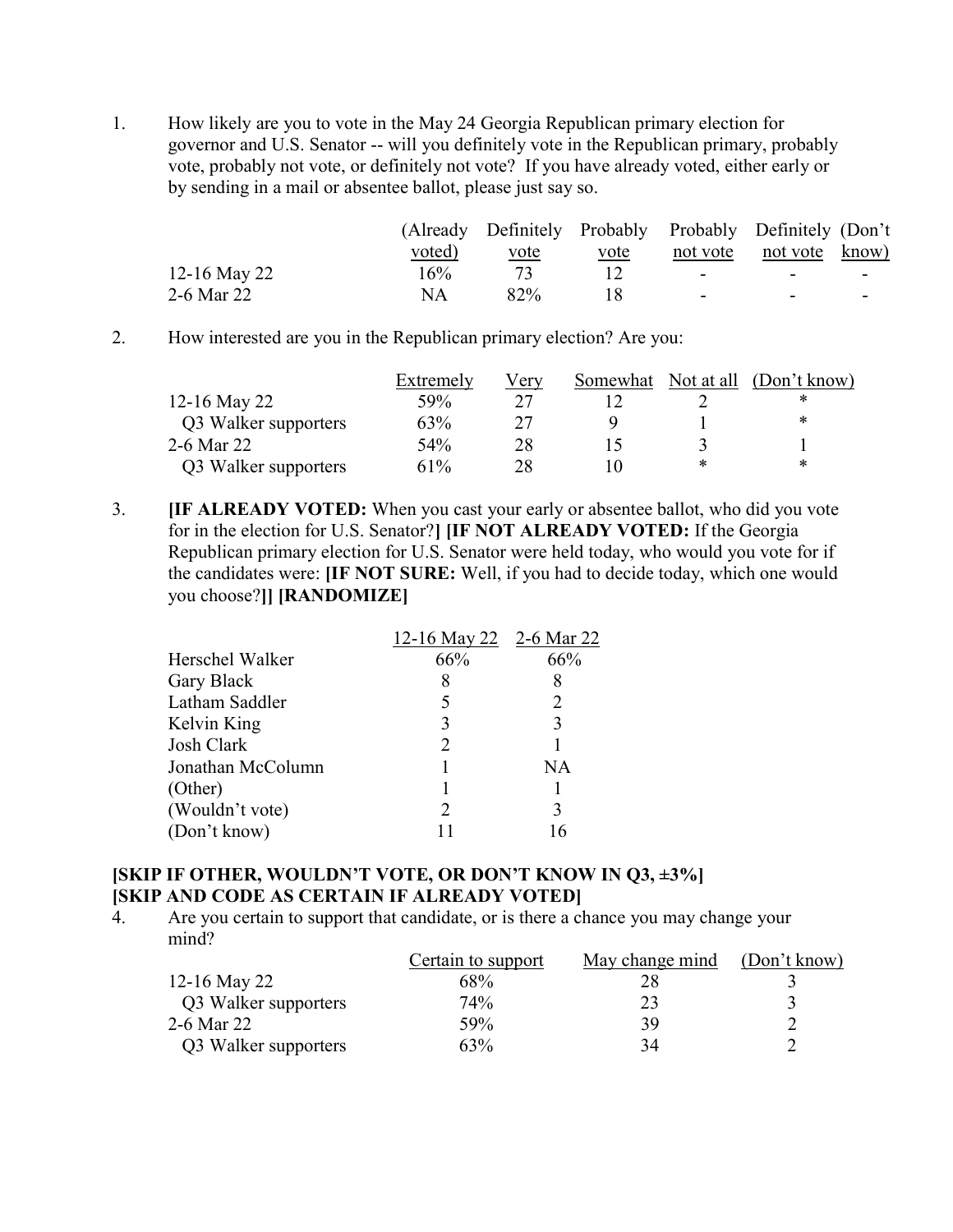1. How likely are you to vote in the May 24 Georgia Republican primary election for governor and U.S. Senator -- will you definitely vote in the Republican primary, probably vote, probably not vote, or definitely not vote? If you have already voted, either early or by sending in a mail or absentee ballot, please just say so.

| | (Already voted) | Definitely vote | Probably vote | Probably not vote | Definitely not vote | (Don't know) |
|---|---|---|---|---|---|---|
| 12-16 May 22 | 16% | 73 | 12 | - | - | - |
| 2-6 Mar 22 | NA | 82% | 18 | - | - | - |

2. How interested are you in the Republican primary election? Are you:

| | Extremely | Very | Somewhat | Not at all | (Don't know) |
|---|---|---|---|---|---|
| 12-16 May 22 | 59% | 27 | 12 | 2 | * |
| Q3 Walker supporters | 63% | 27 | 9 | 1 | * |
| 2-6 Mar 22 | 54% | 28 | 15 | 3 | 1 |
| Q3 Walker supporters | 61% | 28 | 10 | * | * |

3. **[IF ALREADY VOTED:** When you cast your early or absentee ballot, who did you vote for in the election for U.S. Senator?**] [IF NOT ALREADY VOTED:** If the Georgia Republican primary election for U.S. Senator were held today, who would you vote for if the candidates were: **[IF NOT SURE:** Well, if you had to decide today, which one would you choose?**]] [RANDOMIZE]**

| | 12-16 May 22 | 2-6 Mar 22 |
|---|---|---|
| Herschel Walker | 66% | 66% |
| Gary Black | 8 | 8 |
| Latham Saddler | 5 | 2 |
| Kelvin King | 3 | 3 |
| Josh Clark | 2 | 1 |
| Jonathan McColumn | 1 | NA |
| (Other) | 1 | 1 |
| (Wouldn't vote) | 2 | 3 |
| (Don't know) | 11 | 16 |

**[SKIP IF OTHER, WOULDN'T VOTE, OR DON'T KNOW IN Q3, ±3%]**
**[SKIP AND CODE AS CERTAIN IF ALREADY VOTED]**

4. Are you certain to support that candidate, or is there a chance you may change your mind?

| | Certain to support | May change mind | (Don't know) |
|---|---|---|---|
| 12-16 May 22 | 68% | 28 | 3 |
| Q3 Walker supporters | 74% | 23 | 3 |
| 2-6 Mar 22 | 59% | 39 | 2 |
| Q3 Walker supporters | 63% | 34 | 2 |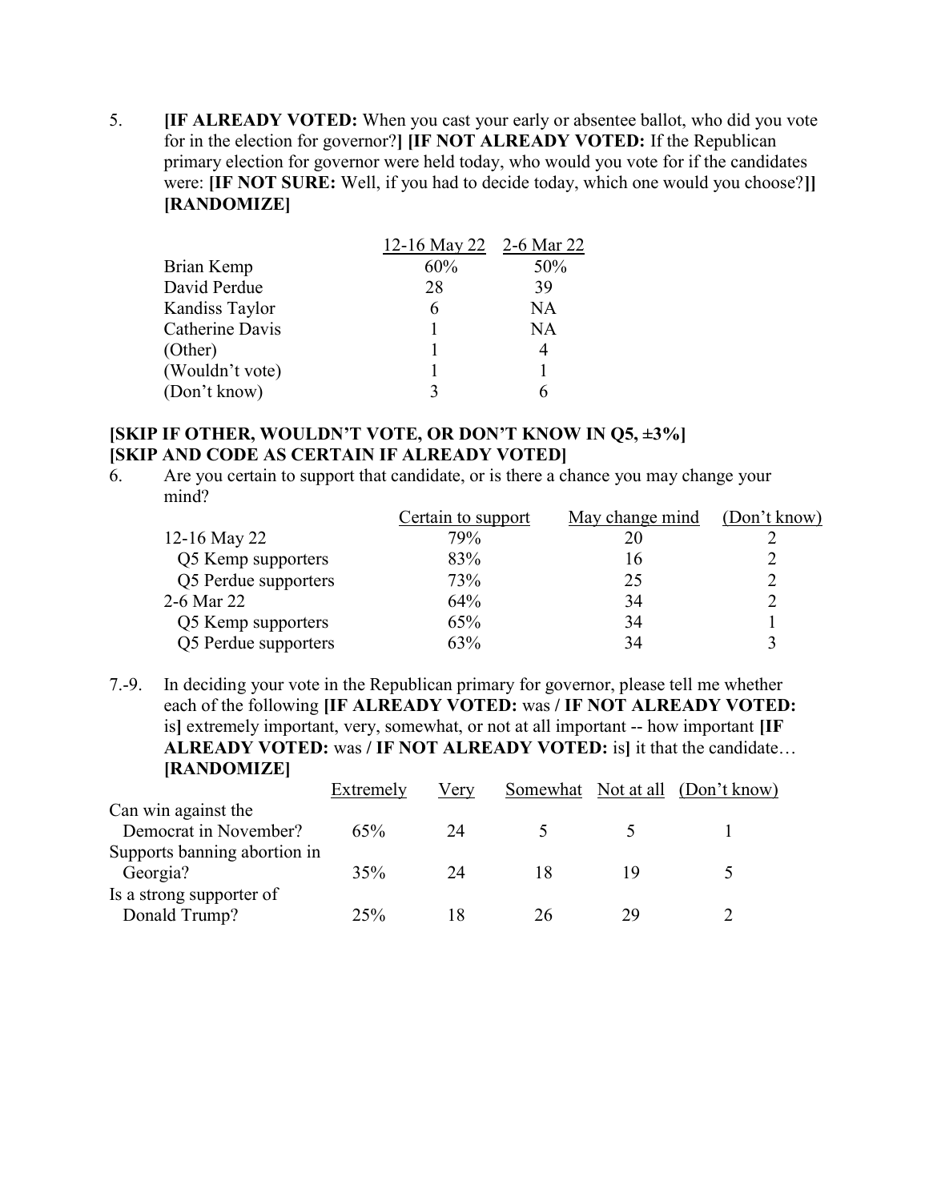5. **[IF ALREADY VOTED:** When you cast your early or absentee ballot, who did you vote for in the election for governor?**] [IF NOT ALREADY VOTED:** If the Republican primary election for governor were held today, who would you vote for if the candidates were: **[IF NOT SURE:** Well, if you had to decide today, which one would you choose?**]] [RANDOMIZE]**

| | 12-16 May 22 | 2-6 Mar 22 |
|---|---|---|
| Brian Kemp | 60% | 50% |
| David Perdue | 28 | 39 |
| Kandiss Taylor | 6 | NA |
| Catherine Davis | 1 | NA |
| (Other) | 1 | 4 |
| (Wouldn't vote) | 1 | 1 |
| (Don't know) | 3 | 6 |

**[SKIP IF OTHER, WOULDN'T VOTE, OR DON'T KNOW IN Q5, ±3%]**
**[SKIP AND CODE AS CERTAIN IF ALREADY VOTED]**

6. Are you certain to support that candidate, or is there a chance you may change your mind?

| | Certain to support | May change mind | (Don't know) |
|---|---|---|---|
| 12-16 May 22 | 79% | 20 | 2 |
| Q5 Kemp supporters | 83% | 16 | 2 |
| Q5 Perdue supporters | 73% | 25 | 2 |
| 2-6 Mar 22 | 64% | 34 | 2 |
| Q5 Kemp supporters | 65% | 34 | 1 |
| Q5 Perdue supporters | 63% | 34 | 3 |

7.-9. In deciding your vote in the Republican primary for governor, please tell me whether each of the following **[IF ALREADY VOTED:** was **/ IF NOT ALREADY VOTED:** is**]** extremely important, very, somewhat, or not at all important -- how important **[IF ALREADY VOTED:** was **/ IF NOT ALREADY VOTED:** is**]** it that the candidate… **[RANDOMIZE]**

| | Extremely | Very | Somewhat | Not at all | (Don't know) |
|---|---|---|---|---|---|
| Can win against the Democrat in November? | 65% | 24 | 5 | 5 | 1 |
| Supports banning abortion in Georgia? | 35% | 24 | 18 | 19 | 5 |
| Is a strong supporter of Donald Trump? | 25% | 18 | 26 | 29 | 2 |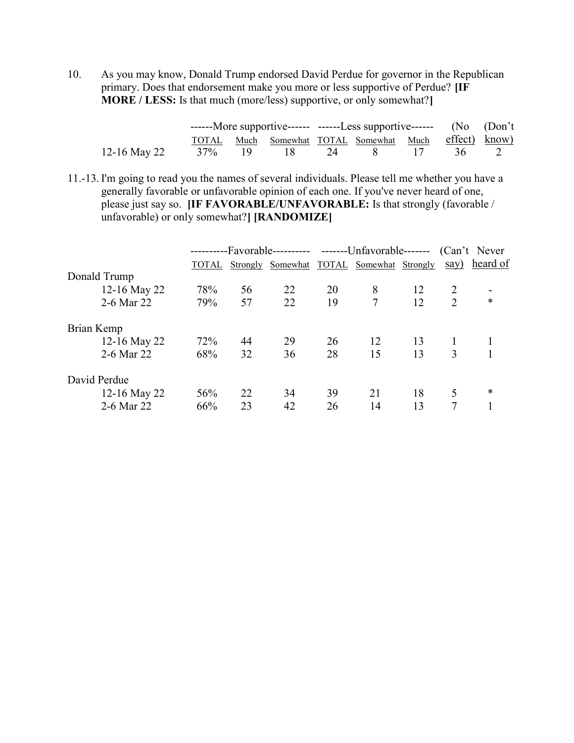10. As you may know, Donald Trump endorsed David Perdue for governor in the Republican primary. Does that endorsement make you more or less supportive of Perdue? **[IF MORE / LESS:** Is that much (more/less) supportive, or only somewhat?**]**

| | ------More supportive------ | | | ------Less supportive------ | | | (No effect) | (Don't know) |
|---|---|---|---|---|---|---|---|---|
| | TOTAL | Much | Somewhat | TOTAL | Somewhat | Much | | |
| 12-16 May 22 | 37% | 19 | 18 | 24 | 8 | 17 | 36 | 2 |

11.-13. I'm going to read you the names of several individuals. Please tell me whether you have a generally favorable or unfavorable opinion of each one. If you've never heard of one, please just say so. **[IF FAVORABLE/UNFAVORABLE:** Is that strongly (favorable / unfavorable) or only somewhat?**] [RANDOMIZE]**

| | ----------Favorable---------- | | | -------Unfavorable------- | | | (Can't say) | Never heard of |
|---|---|---|---|---|---|---|---|---|
| | TOTAL | Strongly | Somewhat | TOTAL | Somewhat | Strongly | | |
| **Donald Trump** | | | | | | | | |
| 12-16 May 22 | 78% | 56 | 22 | 20 | 8 | 12 | 2 | - |
| 2-6 Mar 22 | 79% | 57 | 22 | 19 | 7 | 12 | 2 | * |
| **Brian Kemp** | | | | | | | | |
| 12-16 May 22 | 72% | 44 | 29 | 26 | 12 | 13 | 1 | 1 |
| 2-6 Mar 22 | 68% | 32 | 36 | 28 | 15 | 13 | 3 | 1 |
| **David Perdue** | | | | | | | | |
| 12-16 May 22 | 56% | 22 | 34 | 39 | 21 | 18 | 5 | * |
| 2-6 Mar 22 | 66% | 23 | 42 | 26 | 14 | 13 | 7 | 1 |